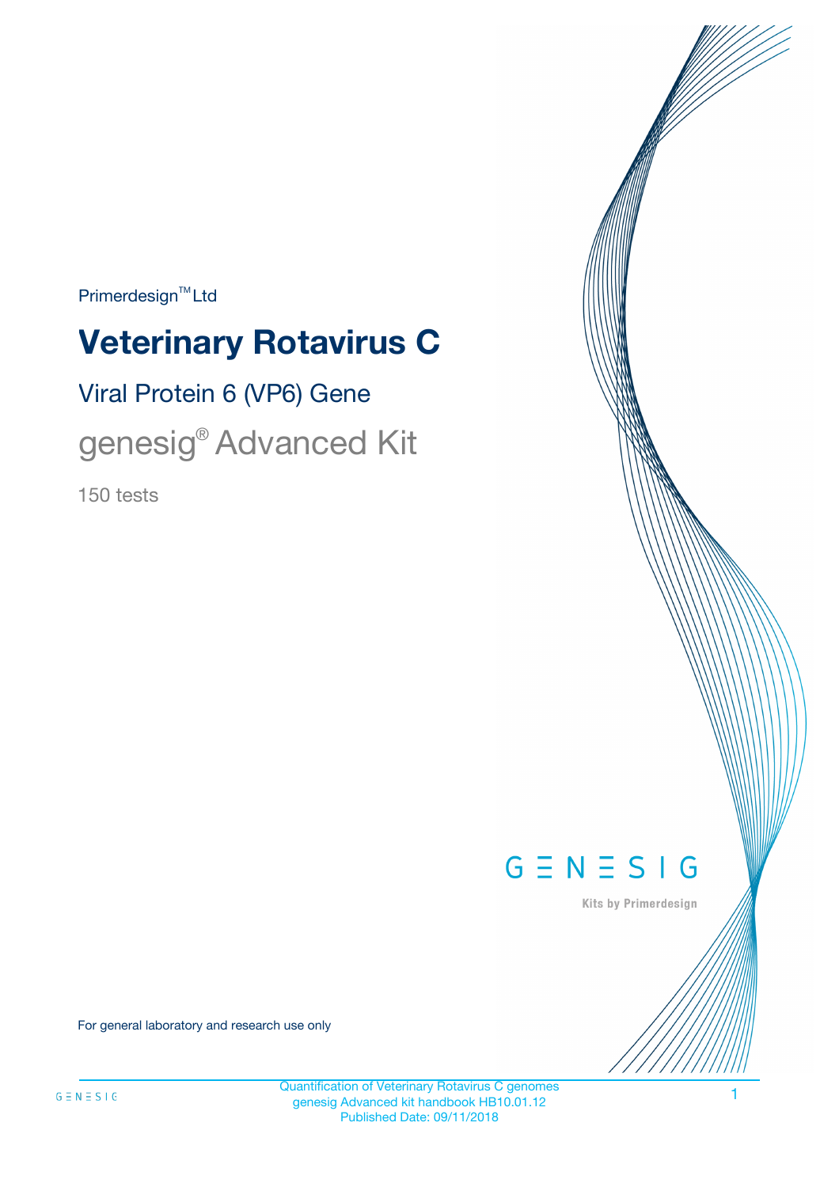Primerdesign™ Ltd

# Veterinary Rotavirus C

## Viral Protein 6 (VP6) Gene

## genesig® Advanced Kit

150 tests

GENESIG

Kits by Primerdesign

For general laboratory and research use only

Quantification of Veterinary Rotavirus C genomes
genesig Advanced kit handbook HB10.01.12
Published Date: 09/11/2018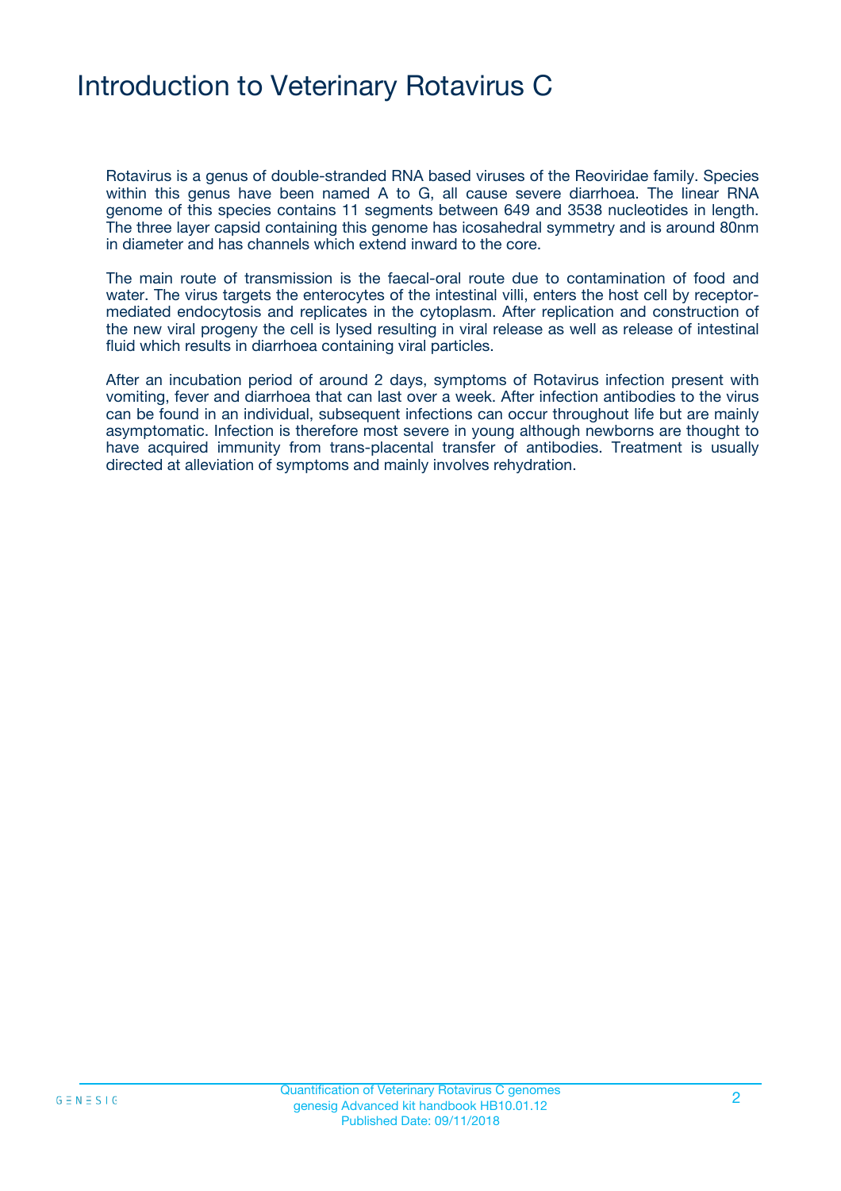# Introduction to Veterinary Rotavirus C

Rotavirus is a genus of double-stranded RNA based viruses of the Reoviridae family. Species within this genus have been named A to G, all cause severe diarrhoea. The linear RNA genome of this species contains 11 segments between 649 and 3538 nucleotides in length. The three layer capsid containing this genome has icosahedral symmetry and is around 80nm in diameter and has channels which extend inward to the core.

The main route of transmission is the faecal-oral route due to contamination of food and water. The virus targets the enterocytes of the intestinal villi, enters the host cell by receptor-mediated endocytosis and replicates in the cytoplasm. After replication and construction of the new viral progeny the cell is lysed resulting in viral release as well as release of intestinal fluid which results in diarrhoea containing viral particles.

After an incubation period of around 2 days, symptoms of Rotavirus infection present with vomiting, fever and diarrhoea that can last over a week. After infection antibodies to the virus can be found in an individual, subsequent infections can occur throughout life but are mainly asymptomatic. Infection is therefore most severe in young although newborns are thought to have acquired immunity from trans-placental transfer of antibodies. Treatment is usually directed at alleviation of symptoms and mainly involves rehydration.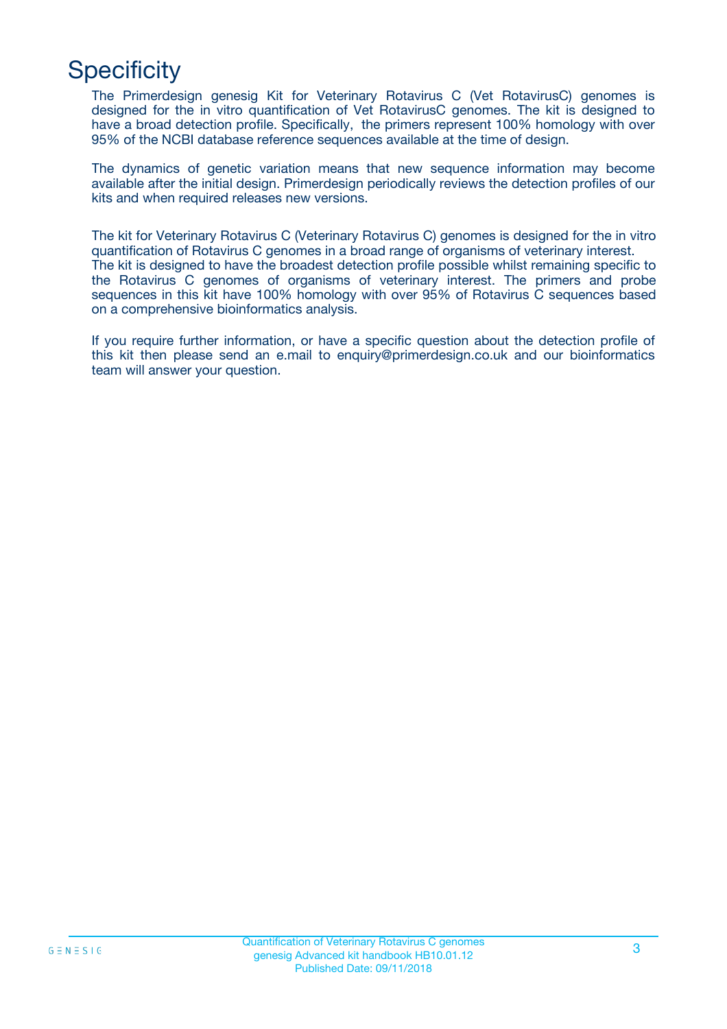# Specificity

The Primerdesign genesig Kit for Veterinary Rotavirus C (Vet RotavirusC) genomes is designed for the in vitro quantification of Vet RotavirusC genomes. The kit is designed to have a broad detection profile. Specifically, the primers represent 100% homology with over 95% of the NCBI database reference sequences available at the time of design.

The dynamics of genetic variation means that new sequence information may become available after the initial design. Primerdesign periodically reviews the detection profiles of our kits and when required releases new versions.

The kit for Veterinary Rotavirus C (Veterinary Rotavirus C) genomes is designed for the in vitro quantification of Rotavirus C genomes in a broad range of organisms of veterinary interest. The kit is designed to have the broadest detection profile possible whilst remaining specific to the Rotavirus C genomes of organisms of veterinary interest. The primers and probe sequences in this kit have 100% homology with over 95% of Rotavirus C sequences based on a comprehensive bioinformatics analysis.

If you require further information, or have a specific question about the detection profile of this kit then please send an e.mail to enquiry@primerdesign.co.uk and our bioinformatics team will answer your question.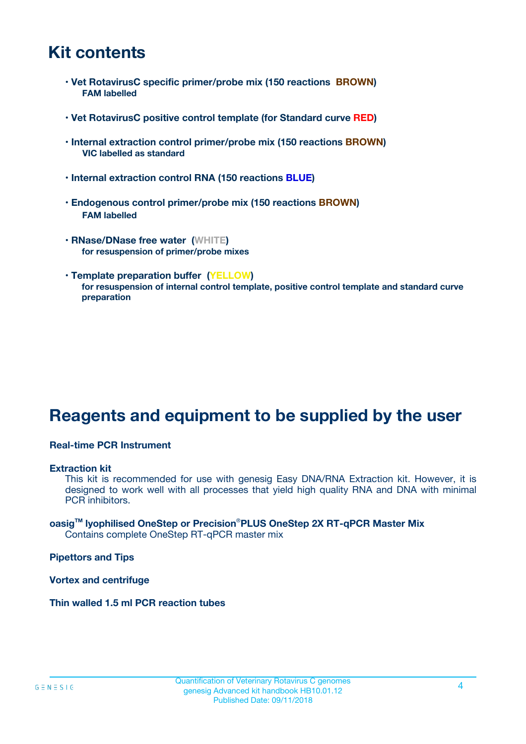# Kit contents

- **Vet RotavirusC specific primer/probe mix (150 reactions BROWN)**
  **FAM labelled**
- **Vet RotavirusC positive control template (for Standard curve RED)**
- **Internal extraction control primer/probe mix (150 reactions BROWN)**
  **VIC labelled as standard**
- **Internal extraction control RNA (150 reactions BLUE)**
- **Endogenous control primer/probe mix (150 reactions BROWN)**
  **FAM labelled**
- **RNase/DNase free water (WHITE)**
  **for resuspension of primer/probe mixes**
- **Template preparation buffer (YELLOW)**
  **for resuspension of internal control template, positive control template and standard curve preparation**

# Reagents and equipment to be supplied by the user

**Real-time PCR Instrument**

**Extraction kit**
This kit is recommended for use with genesig Easy DNA/RNA Extraction kit. However, it is designed to work well with all processes that yield high quality RNA and DNA with minimal PCR inhibitors.

**oasig™ lyophilised OneStep or Precision®PLUS OneStep 2X RT-qPCR Master Mix**
Contains complete OneStep RT-qPCR master mix

**Pipettors and Tips**

**Vortex and centrifuge**

**Thin walled 1.5 ml PCR reaction tubes**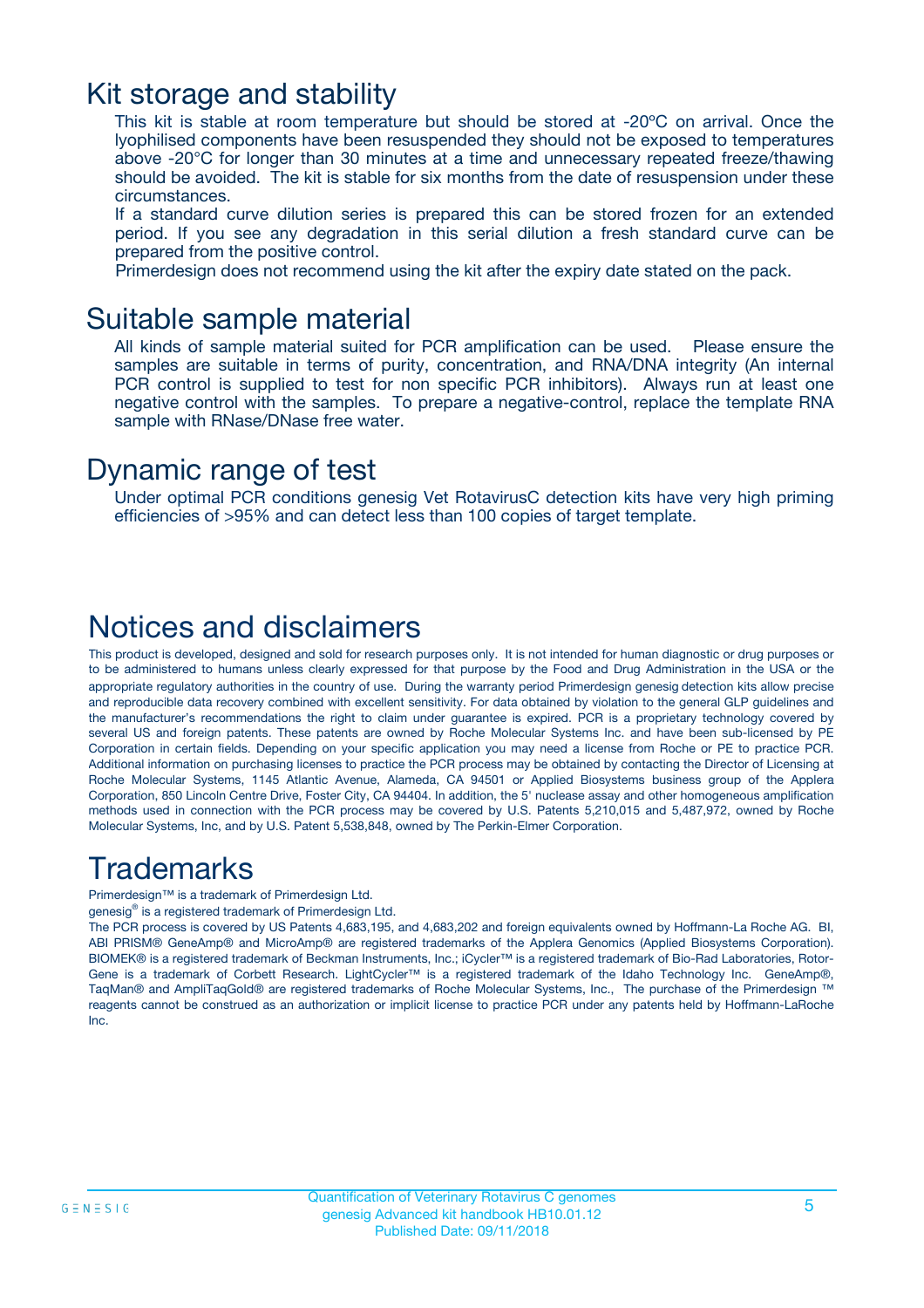# Kit storage and stability

This kit is stable at room temperature but should be stored at -20ºC on arrival. Once the lyophilised components have been resuspended they should not be exposed to temperatures above -20°C for longer than 30 minutes at a time and unnecessary repeated freeze/thawing should be avoided. The kit is stable for six months from the date of resuspension under these circumstances.

If a standard curve dilution series is prepared this can be stored frozen for an extended period. If you see any degradation in this serial dilution a fresh standard curve can be prepared from the positive control.

Primerdesign does not recommend using the kit after the expiry date stated on the pack.

# Suitable sample material

All kinds of sample material suited for PCR amplification can be used. Please ensure the samples are suitable in terms of purity, concentration, and RNA/DNA integrity (An internal PCR control is supplied to test for non specific PCR inhibitors). Always run at least one negative control with the samples. To prepare a negative-control, replace the template RNA sample with RNase/DNase free water.

# Dynamic range of test

Under optimal PCR conditions genesig Vet RotavirusC detection kits have very high priming efficiencies of >95% and can detect less than 100 copies of target template.

# Notices and disclaimers

This product is developed, designed and sold for research purposes only. It is not intended for human diagnostic or drug purposes or to be administered to humans unless clearly expressed for that purpose by the Food and Drug Administration in the USA or the appropriate regulatory authorities in the country of use. During the warranty period Primerdesign genesig detection kits allow precise and reproducible data recovery combined with excellent sensitivity. For data obtained by violation to the general GLP guidelines and the manufacturer's recommendations the right to claim under guarantee is expired. PCR is a proprietary technology covered by several US and foreign patents. These patents are owned by Roche Molecular Systems Inc. and have been sub-licensed by PE Corporation in certain fields. Depending on your specific application you may need a license from Roche or PE to practice PCR. Additional information on purchasing licenses to practice the PCR process may be obtained by contacting the Director of Licensing at Roche Molecular Systems, 1145 Atlantic Avenue, Alameda, CA 94501 or Applied Biosystems business group of the Applera Corporation, 850 Lincoln Centre Drive, Foster City, CA 94404. In addition, the 5' nuclease assay and other homogeneous amplification methods used in connection with the PCR process may be covered by U.S. Patents 5,210,015 and 5,487,972, owned by Roche Molecular Systems, Inc, and by U.S. Patent 5,538,848, owned by The Perkin-Elmer Corporation.

# Trademarks

Primerdesign™ is a trademark of Primerdesign Ltd.

genesig® is a registered trademark of Primerdesign Ltd.

The PCR process is covered by US Patents 4,683,195, and 4,683,202 and foreign equivalents owned by Hoffmann-La Roche AG. BI, ABI PRISM® GeneAmp® and MicroAmp® are registered trademarks of the Applera Genomics (Applied Biosystems Corporation). BIOMEK® is a registered trademark of Beckman Instruments, Inc.; iCycler™ is a registered trademark of Bio-Rad Laboratories, Rotor-Gene is a trademark of Corbett Research. LightCycler™ is a registered trademark of the Idaho Technology Inc. GeneAmp®, TaqMan® and AmpliTaqGold® are registered trademarks of Roche Molecular Systems, Inc., The purchase of the Primerdesign ™ reagents cannot be construed as an authorization or implicit license to practice PCR under any patents held by Hoffmann-LaRoche Inc.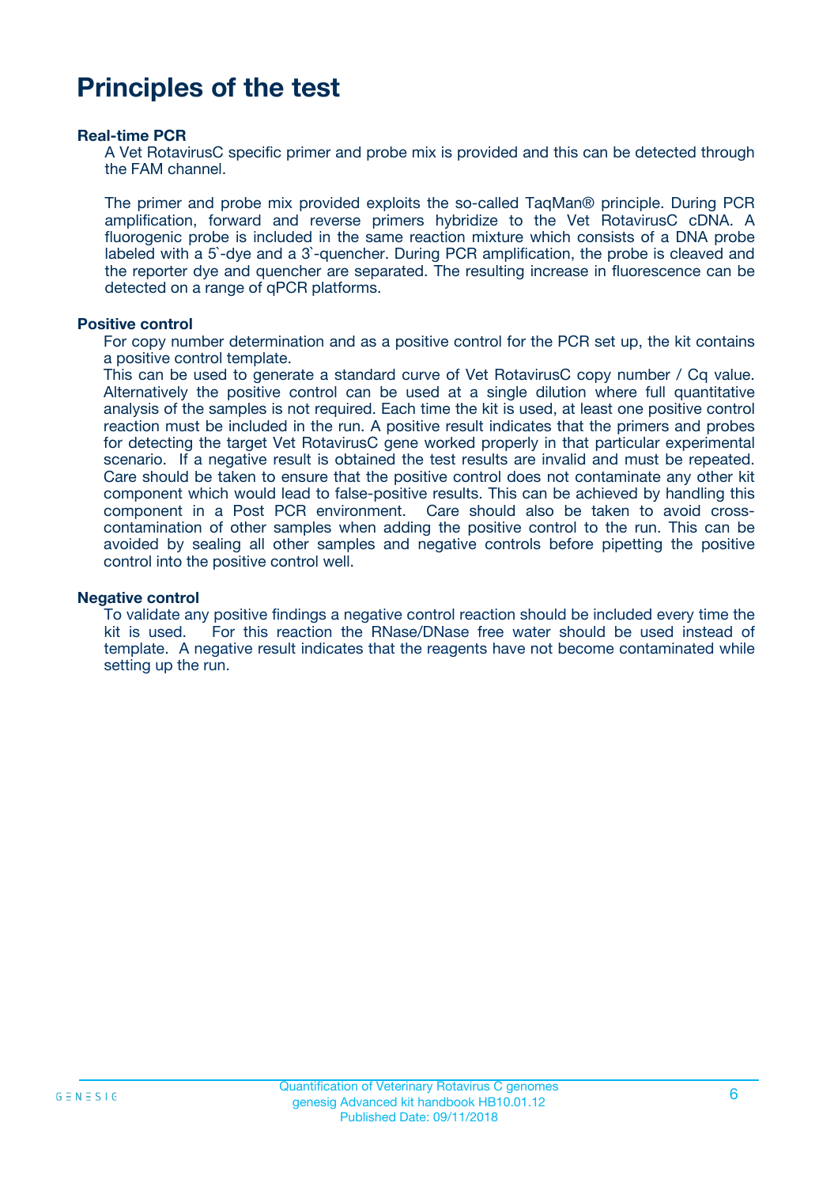# Principles of the test

### Real-time PCR

A Vet RotavirusC specific primer and probe mix is provided and this can be detected through the FAM channel.

The primer and probe mix provided exploits the so-called TaqMan® principle. During PCR amplification, forward and reverse primers hybridize to the Vet RotavirusC cDNA. A fluorogenic probe is included in the same reaction mixture which consists of a DNA probe labeled with a 5`-dye and a 3`-quencher. During PCR amplification, the probe is cleaved and the reporter dye and quencher are separated. The resulting increase in fluorescence can be detected on a range of qPCR platforms.

### Positive control

For copy number determination and as a positive control for the PCR set up, the kit contains a positive control template.
This can be used to generate a standard curve of Vet RotavirusC copy number / Cq value. Alternatively the positive control can be used at a single dilution where full quantitative analysis of the samples is not required. Each time the kit is used, at least one positive control reaction must be included in the run. A positive result indicates that the primers and probes for detecting the target Vet RotavirusC gene worked properly in that particular experimental scenario. If a negative result is obtained the test results are invalid and must be repeated. Care should be taken to ensure that the positive control does not contaminate any other kit component which would lead to false-positive results. This can be achieved by handling this component in a Post PCR environment. Care should also be taken to avoid cross-contamination of other samples when adding the positive control to the run. This can be avoided by sealing all other samples and negative controls before pipetting the positive control into the positive control well.

### Negative control

To validate any positive findings a negative control reaction should be included every time the kit is used. For this reaction the RNase/DNase free water should be used instead of template. A negative result indicates that the reagents have not become contaminated while setting up the run.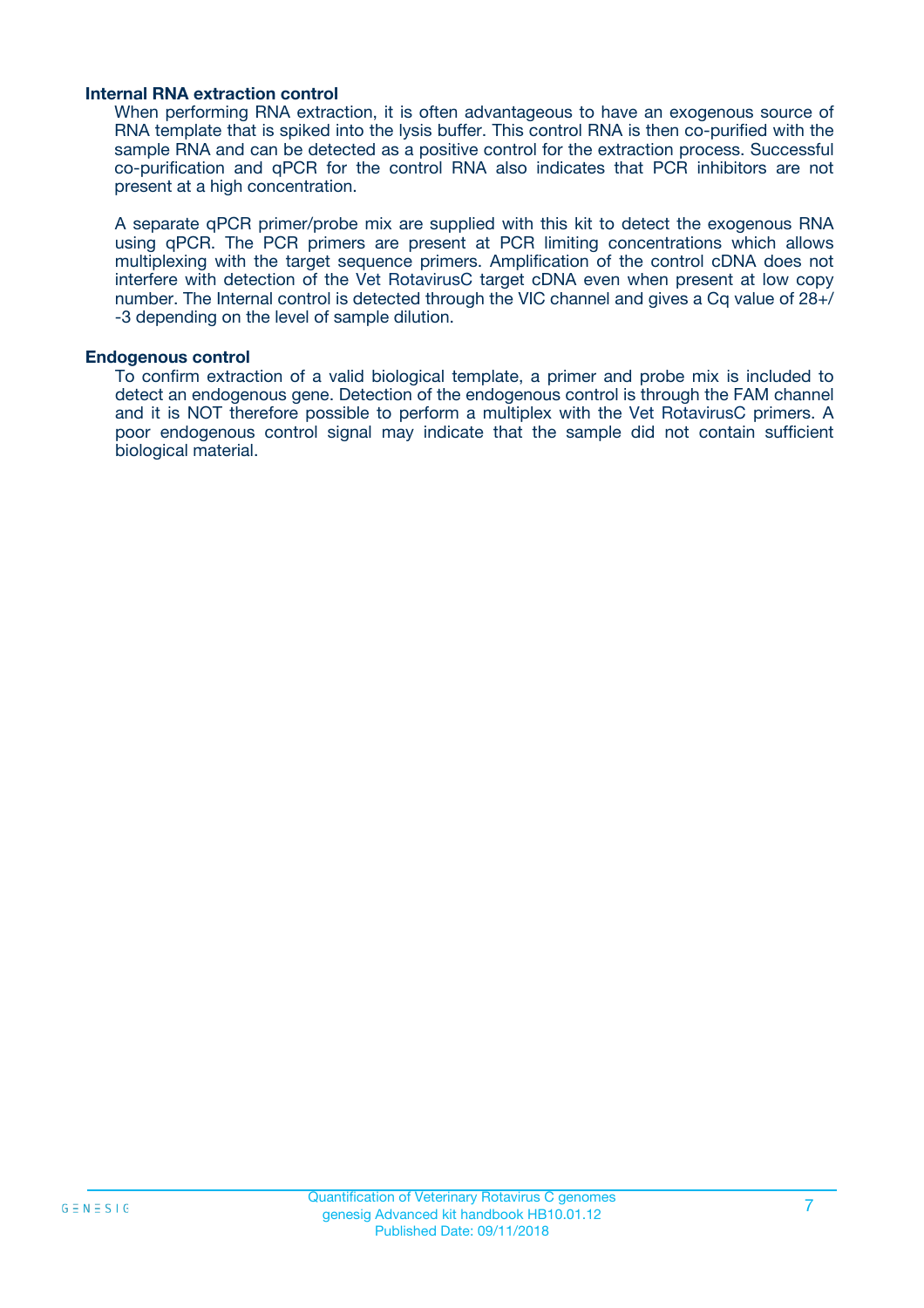## Internal RNA extraction control

When performing RNA extraction, it is often advantageous to have an exogenous source of RNA template that is spiked into the lysis buffer. This control RNA is then co-purified with the sample RNA and can be detected as a positive control for the extraction process. Successful co-purification and qPCR for the control RNA also indicates that PCR inhibitors are not present at a high concentration.

A separate qPCR primer/probe mix are supplied with this kit to detect the exogenous RNA using qPCR. The PCR primers are present at PCR limiting concentrations which allows multiplexing with the target sequence primers. Amplification of the control cDNA does not interfere with detection of the Vet RotavirusC target cDNA even when present at low copy number. The Internal control is detected through the VIC channel and gives a Cq value of 28+/-3 depending on the level of sample dilution.

## Endogenous control

To confirm extraction of a valid biological template, a primer and probe mix is included to detect an endogenous gene. Detection of the endogenous control is through the FAM channel and it is NOT therefore possible to perform a multiplex with the Vet RotavirusC primers. A poor endogenous control signal may indicate that the sample did not contain sufficient biological material.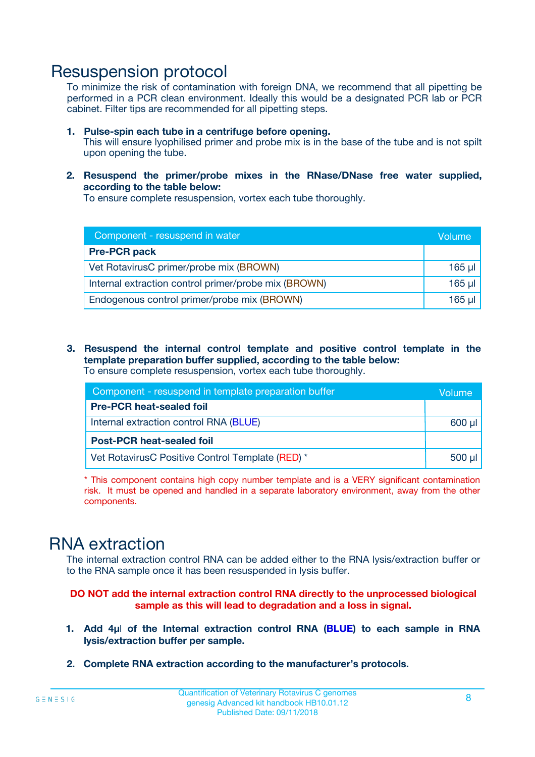# Resuspension protocol

To minimize the risk of contamination with foreign DNA, we recommend that all pipetting be performed in a PCR clean environment. Ideally this would be a designated PCR lab or PCR cabinet. Filter tips are recommended for all pipetting steps.

1. **Pulse-spin each tube in a centrifuge before opening.**
   This will ensure lyophilised primer and probe mix is in the base of the tube and is not spilt upon opening the tube.

2. **Resuspend the primer/probe mixes in the RNase/DNase free water supplied, according to the table below:**
   To ensure complete resuspension, vortex each tube thoroughly.

| Component - resuspend in water | Volume |
|---|---|
| **Pre-PCR pack** | |
| Vet RotavirusC primer/probe mix (BROWN) | 165 µl |
| Internal extraction control primer/probe mix (BROWN) | 165 µl |
| Endogenous control primer/probe mix (BROWN) | 165 µl |

3. **Resuspend the internal control template and positive control template in the template preparation buffer supplied, according to the table below:**
   To ensure complete resuspension, vortex each tube thoroughly.

| Component - resuspend in template preparation buffer | Volume |
|---|---|
| **Pre-PCR heat-sealed foil** | |
| Internal extraction control RNA (BLUE) | 600 µl |
| **Post-PCR heat-sealed foil** | |
| Vet RotavirusC Positive Control Template (RED) * | 500 µl |

* This component contains high copy number template and is a VERY significant contamination risk. It must be opened and handled in a separate laboratory environment, away from the other components.

# RNA extraction

The internal extraction control RNA can be added either to the RNA lysis/extraction buffer or to the RNA sample once it has been resuspended in lysis buffer.

**DO NOT add the internal extraction control RNA directly to the unprocessed biological sample as this will lead to degradation and a loss in signal.**

1. **Add 4µl of the Internal extraction control RNA (BLUE) to each sample in RNA lysis/extraction buffer per sample.**

2. **Complete RNA extraction according to the manufacturer's protocols.**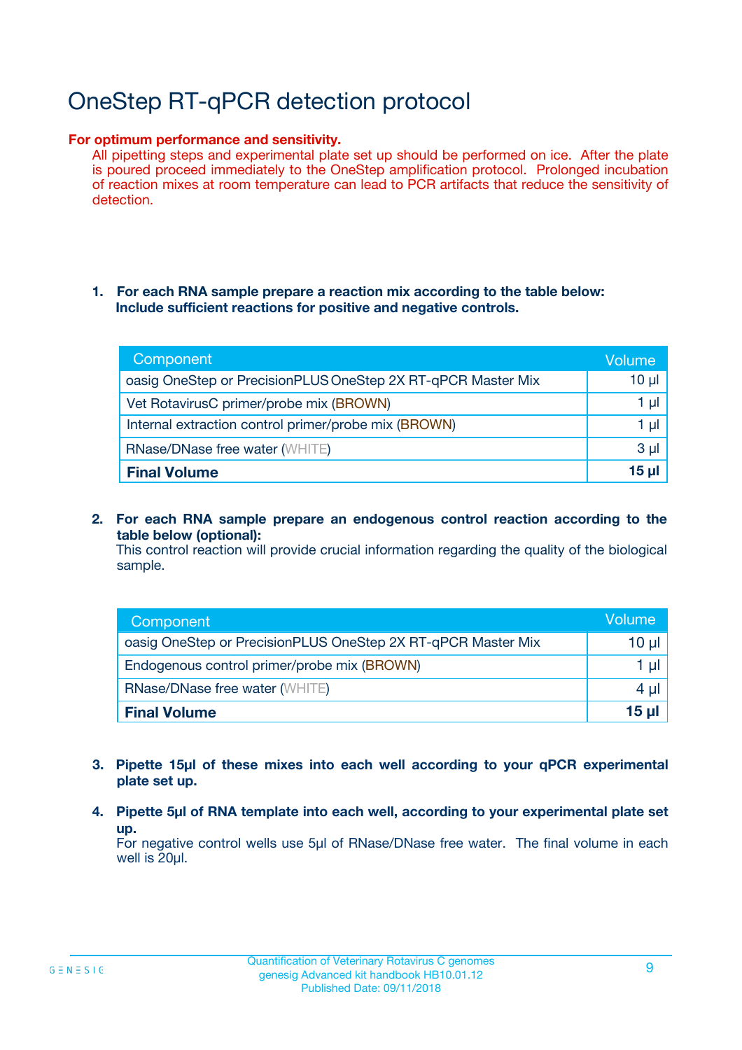# OneStep RT-qPCR detection protocol

**For optimum performance and sensitivity.**

All pipetting steps and experimental plate set up should be performed on ice. After the plate is poured proceed immediately to the OneStep amplification protocol. Prolonged incubation of reaction mixes at room temperature can lead to PCR artifacts that reduce the sensitivity of detection.

1. **For each RNA sample prepare a reaction mix according to the table below: Include sufficient reactions for positive and negative controls.**

| Component | Volume |
|---|---|
| oasig OneStep or PrecisionPLUS OneStep 2X RT-qPCR Master Mix | 10 µl |
| Vet RotavirusC primer/probe mix (BROWN) | 1 µl |
| Internal extraction control primer/probe mix (BROWN) | 1 µl |
| RNase/DNase free water (WHITE) | 3 µl |
| **Final Volume** | **15 µl** |

2. **For each RNA sample prepare an endogenous control reaction according to the table below (optional):**
   This control reaction will provide crucial information regarding the quality of the biological sample.

| Component | Volume |
|---|---|
| oasig OneStep or PrecisionPLUS OneStep 2X RT-qPCR Master Mix | 10 µl |
| Endogenous control primer/probe mix (BROWN) | 1 µl |
| RNase/DNase free water (WHITE) | 4 µl |
| **Final Volume** | **15 µl** |

3. **Pipette 15µl of these mixes into each well according to your qPCR experimental plate set up.**

4. **Pipette 5µl of RNA template into each well, according to your experimental plate set up.**
   For negative control wells use 5µl of RNase/DNase free water. The final volume in each well is 20µl.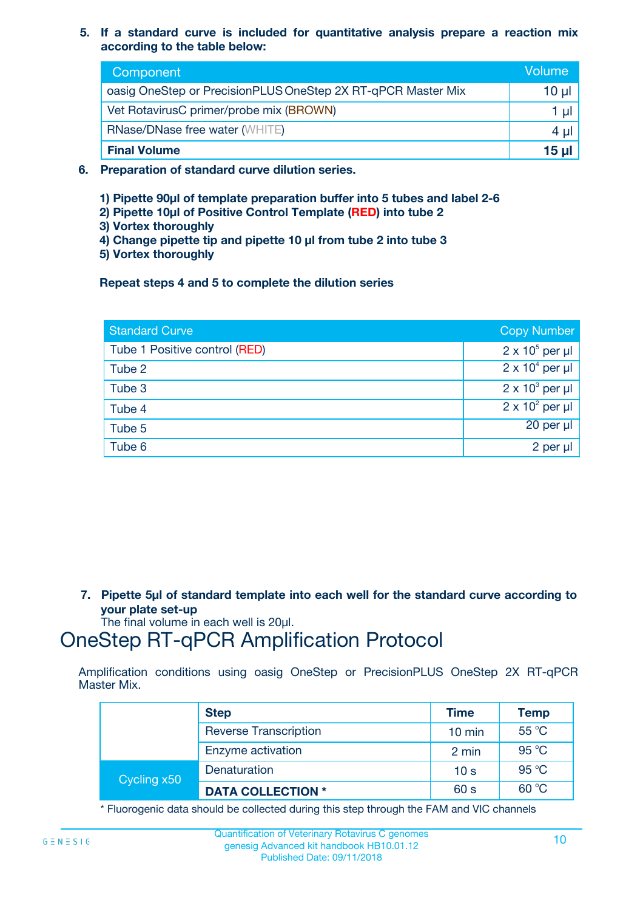5. **If a standard curve is included for quantitative analysis prepare a reaction mix according to the table below:**

| Component | Volume |
|---|---|
| oasig OneStep or PrecisionPLUS OneStep 2X RT-qPCR Master Mix | 10 µl |
| Vet RotavirusC primer/probe mix (BROWN) | 1 µl |
| RNase/DNase free water (WHITE) | 4 µl |
| **Final Volume** | **15 µl** |

6. **Preparation of standard curve dilution series.**

   **1) Pipette 90µl of template preparation buffer into 5 tubes and label 2-6**
   **2) Pipette 10µl of Positive Control Template (RED) into tube 2**
   **3) Vortex thoroughly**
   **4) Change pipette tip and pipette 10 µl from tube 2 into tube 3**
   **5) Vortex thoroughly**

   **Repeat steps 4 and 5 to complete the dilution series**

| Standard Curve | Copy Number |
|---|---|
| Tube 1 Positive control (RED) | $2 \times 10^5$ per µl |
| Tube 2 | $2 \times 10^4$ per µl |
| Tube 3 | $2 \times 10^3$ per µl |
| Tube 4 | $2 \times 10^2$ per µl |
| Tube 5 | 20 per µl |
| Tube 6 | 2 per µl |

7. **Pipette 5µl of standard template into each well for the standard curve according to your plate set-up**
   The final volume in each well is 20µl.

# OneStep RT-qPCR Amplification Protocol

Amplification conditions using oasig OneStep or PrecisionPLUS OneStep 2X RT-qPCR Master Mix.

| | Step | Time | Temp |
|---|---|---|---|
| | Reverse Transcription | 10 min | 55 °C |
| | Enzyme activation | 2 min | 95 °C |
| Cycling x50 | Denaturation | 10 s | 95 °C |
| | **DATA COLLECTION *** | 60 s | 60 °C |

* Fluorogenic data should be collected during this step through the FAM and VIC channels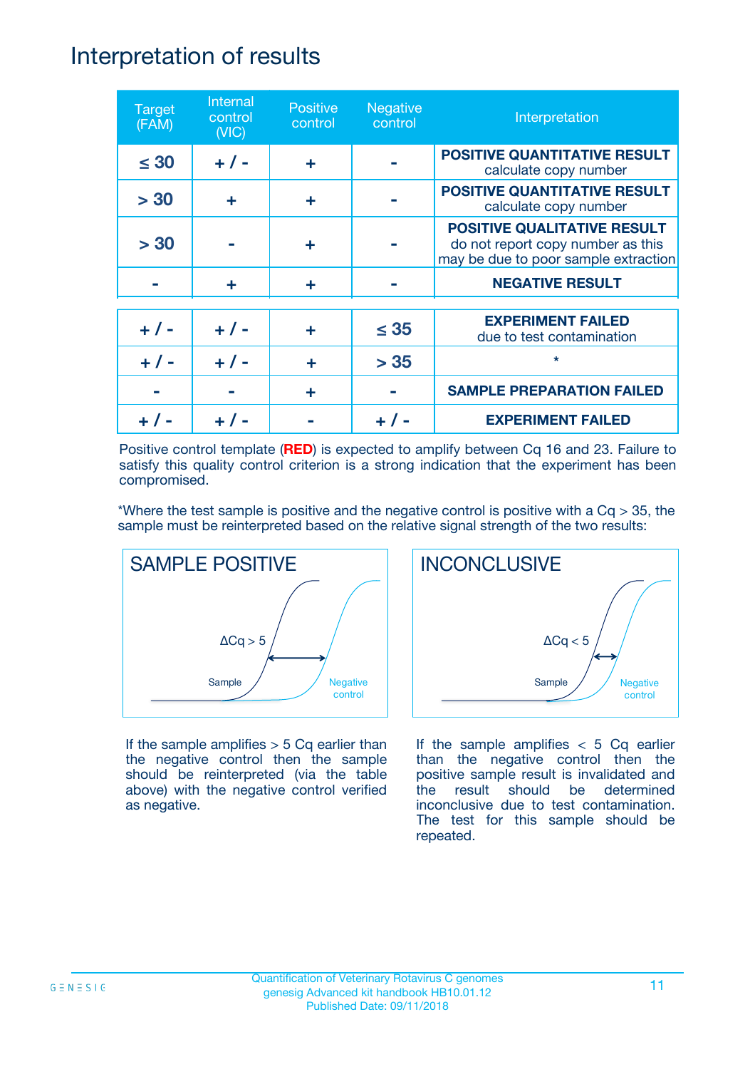# Interpretation of results

| Target (FAM) | Internal control (VIC) | Positive control | Negative control | Interpretation |
|---|---|---|---|---|
| ≤ 30 | + / - | + | - | **POSITIVE QUANTITATIVE RESULT** calculate copy number |
| > 30 | + | + | - | **POSITIVE QUANTITATIVE RESULT** calculate copy number |
| > 30 | - | + | - | **POSITIVE QUALITATIVE RESULT** do not report copy number as this may be due to poor sample extraction |
| - | + | + | - | **NEGATIVE RESULT** |
| + / - | + / - | + | ≤ 35 | **EXPERIMENT FAILED** due to test contamination |
| + / - | + / - | + | > 35 | * |
| - | - | + | - | **SAMPLE PREPARATION FAILED** |
| + / - | + / - | - | + / - | **EXPERIMENT FAILED** |

Positive control template (**RED**) is expected to amplify between Cq 16 and 23. Failure to satisfy this quality control criterion is a strong indication that the experiment has been compromised.

*Where the test sample is positive and the negative control is positive with a Cq > 35, the sample must be reinterpreted based on the relative signal strength of the two results:

## SAMPLE POSITIVE

ΔCq > 5

Sample

Negative control

If the sample amplifies > 5 Cq earlier than the negative control then the sample should be reinterpreted (via the table above) with the negative control verified as negative.

## INCONCLUSIVE

ΔCq < 5

Sample

Negative control

If the sample amplifies < 5 Cq earlier than the negative control then the positive sample result is invalidated and the result should be determined inconclusive due to test contamination. The test for this sample should be repeated.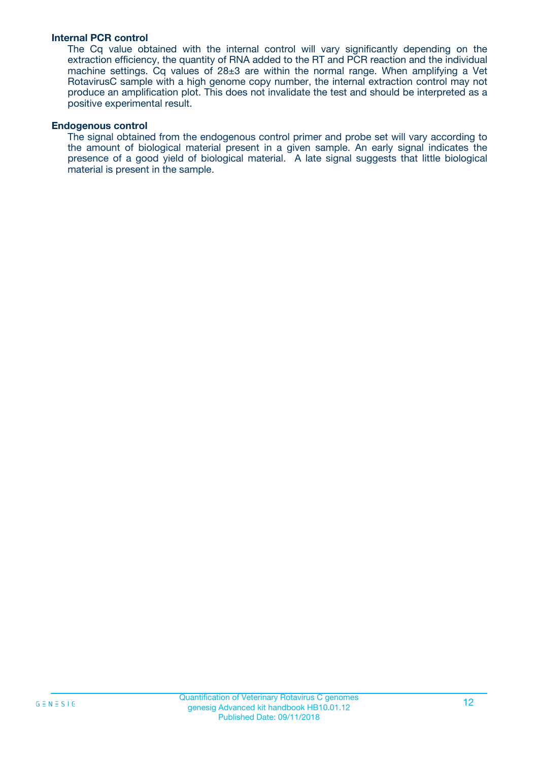**Internal PCR control**

The Cq value obtained with the internal control will vary significantly depending on the extraction efficiency, the quantity of RNA added to the RT and PCR reaction and the individual machine settings. Cq values of 28±3 are within the normal range. When amplifying a Vet RotavirusC sample with a high genome copy number, the internal extraction control may not produce an amplification plot. This does not invalidate the test and should be interpreted as a positive experimental result.

**Endogenous control**

The signal obtained from the endogenous control primer and probe set will vary according to the amount of biological material present in a given sample. An early signal indicates the presence of a good yield of biological material. A late signal suggests that little biological material is present in the sample.